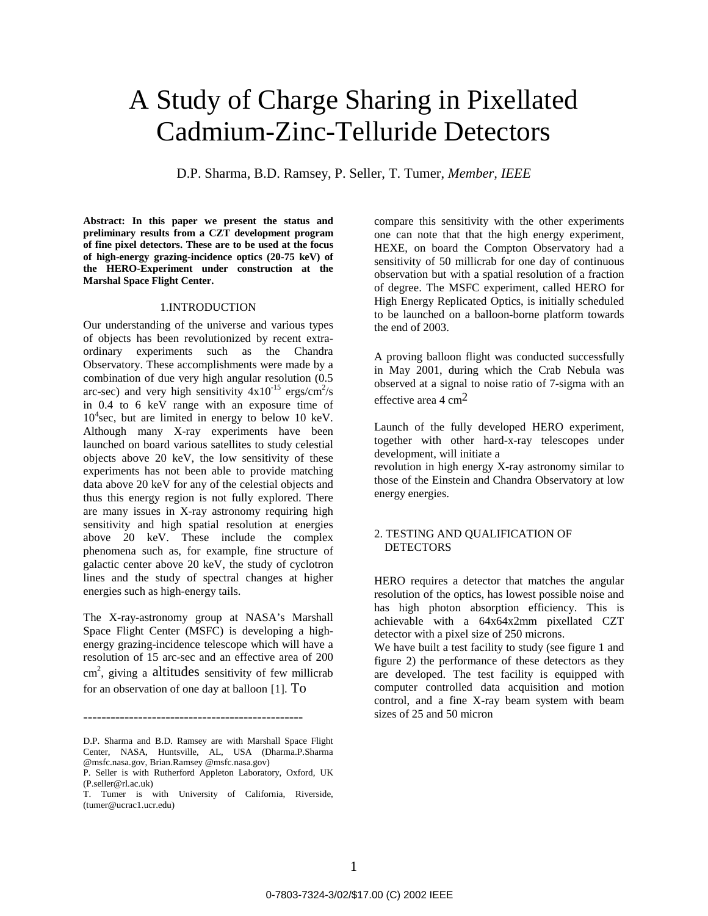# A Study of Charge Sharing in Pixellated Cadmium-Zinc-Telluride Detectors

D.P. Sharma, B.D. Ramsey, P. Seller, T. Tumer, *Member, IEEE*

**Abstract: In this paper we present the status and preliminary results from a CZT development program of fine pixel detectors. These are to be used at the focus of high-energy grazing-incidence optics (20-75 keV) of the HERO-Experiment under construction at the Marshal Space Flight Center.**

## 1.INTRODUCTION

Our understanding of the universe and various types of objects has been revolutionized by recent extra-ordinary experiments such as the Chandra Observatory. These accomplishments were made by a combination of due very high angular resolution (0.5 arc-sec) and very high sensitivity $4x10^{-15}$ ergs/$cm^2$/s in 0.4 to 6 keV range with an exposure time of $10^4$sec, but are limited in energy to below 10 keV. Although many X-ray experiments have been launched on board various satellites to study celestial objects above 20 keV, the low sensitivity of these experiments has not been able to provide matching data above 20 keV for any of the celestial objects and thus this energy region is not fully explored. There are many issues in X-ray astronomy requiring high sensitivity and high spatial resolution at energies above 20 keV. These include the complex phenomena such as, for example, fine structure of galactic center above 20 keV, the study of cyclotron lines and the study of spectral changes at higher energies such as high-energy tails.

The X-ray-astronomy group at NASA's Marshall Space Flight Center (MSFC) is developing a high-energy grazing-incidence telescope which will have a resolution of 15 arc-sec and an effective area of 200 $cm^2$, giving a altitudes sensitivity of few millicrab for an observation of one day at balloon [1]. To compare this sensitivity with the other experiments one can note that that the high energy experiment, HEXE, on board the Compton Observatory had a sensitivity of 50 millicrab for one day of continuous observation but with a spatial resolution of a fraction of degree. The MSFC experiment, called HERO for High Energy Replicated Optics, is initially scheduled to be launched on a balloon-borne platform towards the end of 2003.

A proving balloon flight was conducted successfully in May 2001, during which the Crab Nebula was observed at a signal to noise ratio of 7-sigma with an effective area 4 $cm^2$

Launch of the fully developed HERO experiment, together with other hard-x-ray telescopes under development, will initiate a
revolution in high energy X-ray astronomy similar to those of the Einstein and Chandra Observatory at low energy energies.

## 2. TESTING AND QUALIFICATION OF DETECTORS

HERO requires a detector that matches the angular resolution of the optics, has lowest possible noise and has high photon absorption efficiency. This is achievable with a 64x64x2mm pixellated CZT detector with a pixel size of 250 microns.
We have built a test facility to study (see figure 1 and figure 2) the performance of these detectors as they are developed. The test facility is equipped with computer controlled data acquisition and motion control, and a fine X-ray beam system with beam sizes of 25 and 50 micron

---

D.P. Sharma and B.D. Ramsey are with Marshall Space Flight Center, NASA, Huntsville, AL, USA (Dharma.P.Sharma @msfc.nasa.gov, Brian.Ramsey @msfc.nasa.gov)
P. Seller is with Rutherford Appleton Laboratory, Oxford, UK (P.seller@rl.ac.uk)
T. Tumer is with University of California, Riverside, (tumer@ucrac1.ucr.edu)

0-7803-7324-3/02/$17.00 (C) 2002 IEEE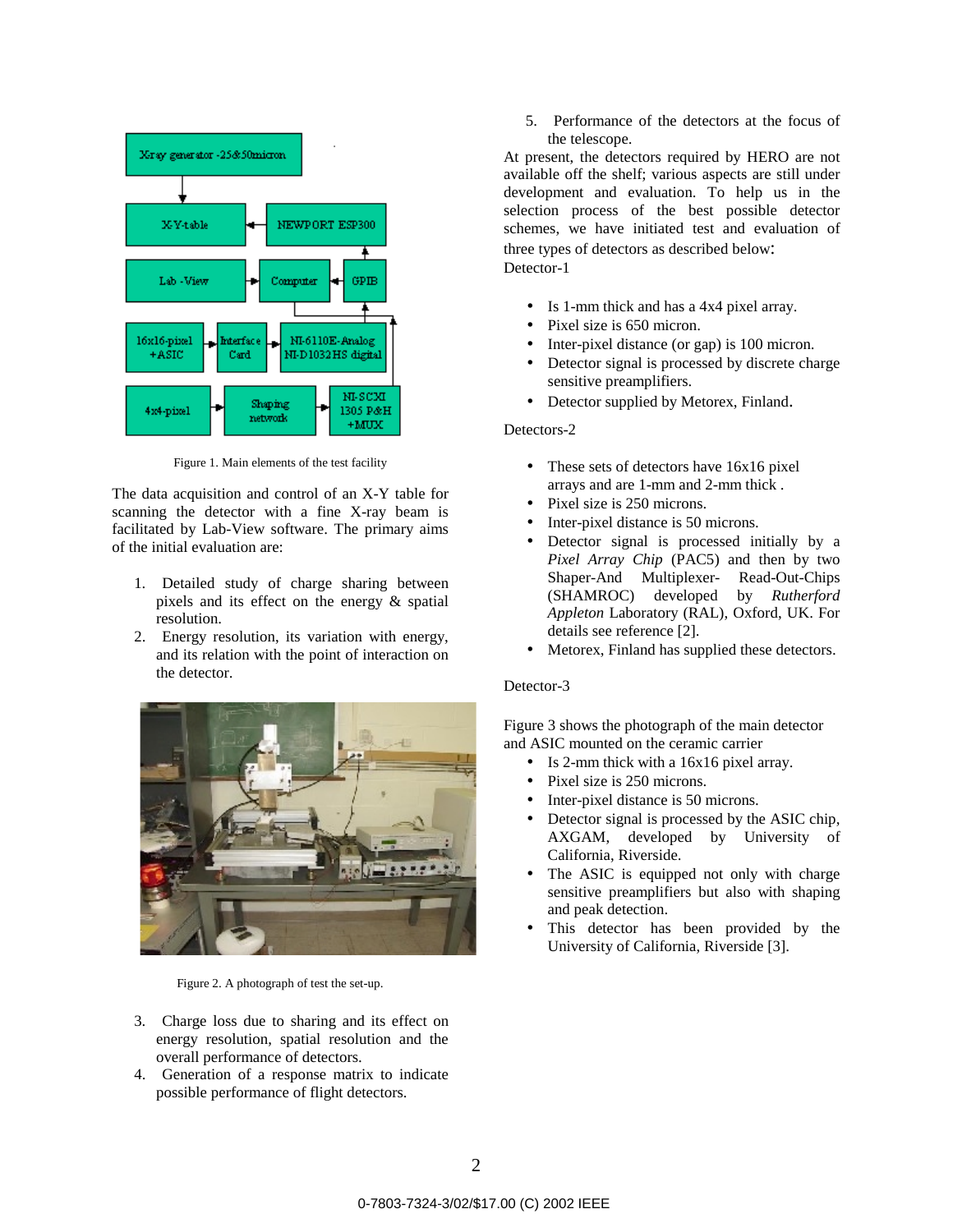Figure 1. Main elements of the test facility

The data acquisition and control of an X-Y table for scanning the detector with a fine X-ray beam is facilitated by Lab-View software. The primary aims of the initial evaluation are:

1. Detailed study of charge sharing between pixels and its effect on the energy & spatial resolution.
2. Energy resolution, its variation with energy, and its relation with the point of interaction on the detector.

Figure 2. A photograph of test the set-up.

3. Charge loss due to sharing and its effect on energy resolution, spatial resolution and the overall performance of detectors.
4. Generation of a response matrix to indicate possible performance of flight detectors.
5. Performance of the detectors at the focus of the telescope.

At present, the detectors required by HERO are not available off the shelf; various aspects are still under development and evaluation. To help us in the selection process of the best possible detector schemes, we have initiated test and evaluation of three types of detectors as described below:

Detector-1

- Is 1-mm thick and has a 4x4 pixel array.
- Pixel size is 650 micron.
- Inter-pixel distance (or gap) is 100 micron.
- Detector signal is processed by discrete charge sensitive preamplifiers.
- Detector supplied by Metorex, Finland.

Detectors-2

- These sets of detectors have 16x16 pixel arrays and are 1-mm and 2-mm thick .
- Pixel size is 250 microns.
- Inter-pixel distance is 50 microns.
- Detector signal is processed initially by a *Pixel Array Chip* (PAC5) and then by two Shaper-And Multiplexer- Read-Out-Chips (SHAMROC) developed by *Rutherford Appleton* Laboratory (RAL), Oxford, UK. For details see reference [2].
- Metorex, Finland has supplied these detectors.

Detector-3

Figure 3 shows the photograph of the main detector and ASIC mounted on the ceramic carrier

- Is 2-mm thick with a 16x16 pixel array.
- Pixel size is 250 microns.
- Inter-pixel distance is 50 microns.
- Detector signal is processed by the ASIC chip, AXGAM, developed by University of California, Riverside.
- The ASIC is equipped not only with charge sensitive preamplifiers but also with shaping and peak detection.
- This detector has been provided by the University of California, Riverside [3].

0-7803-7324-3/02/$17.00 (C) 2002 IEEE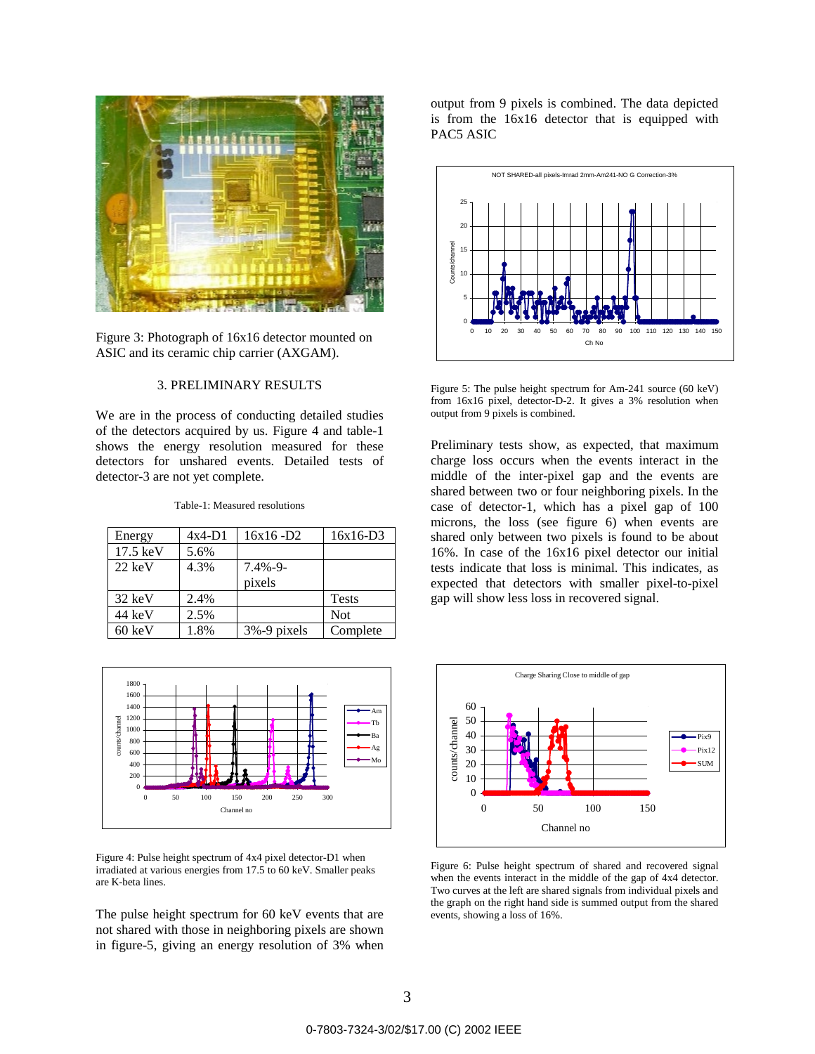Figure 3: Photograph of 16x16 detector mounted on ASIC and its ceramic chip carrier (AXGAM).

## 3. PRELIMINARY RESULTS

We are in the process of conducting detailed studies of the detectors acquired by us. Figure 4 and table-1 shows the energy resolution measured for these detectors for unshared events. Detailed tests of detector-3 are not yet complete.

Table-1: Measured resolutions

| Energy | 4x4-D1 | 16x16 -D2 | 16x16-D3 |
|---|---|---|---|
| 17.5 keV | 5.6% | | |
| 22 keV | 4.3% | 7.4%-9-pixels | |
| 32 keV | 2.4% | | Tests |
| 44 keV | 2.5% | | Not |
| 60 keV | 1.8% | 3%-9 pixels | Complete |

Figure 4: Pulse height spectrum of 4x4 pixel detector-D1 when irradiated at various energies from 17.5 to 60 keV. Smaller peaks are K-beta lines.

The pulse height spectrum for 60 keV events that are not shared with those in neighboring pixels are shown in figure-5, giving an energy resolution of 3% when output from 9 pixels is combined. The data depicted is from the 16x16 detector that is equipped with PAC5 ASIC

Figure 5: The pulse height spectrum for Am-241 source (60 keV) from 16x16 pixel, detector-D-2. It gives a 3% resolution when output from 9 pixels is combined.

Preliminary tests show, as expected, that maximum charge loss occurs when the events interact in the middle of the inter-pixel gap and the events are shared between two or four neighboring pixels. In the case of detector-1, which has a pixel gap of 100 microns, the loss (see figure 6) when events are shared only between two pixels is found to be about 16%. In case of the 16x16 pixel detector our initial tests indicate that loss is minimal. This indicates, as expected that detectors with smaller pixel-to-pixel gap will show less loss in recovered signal.

Figure 6: Pulse height spectrum of shared and recovered signal when the events interact in the middle of the gap of 4x4 detector. Two curves at the left are shared signals from individual pixels and the graph on the right hand side is summed output from the shared events, showing a loss of 16%.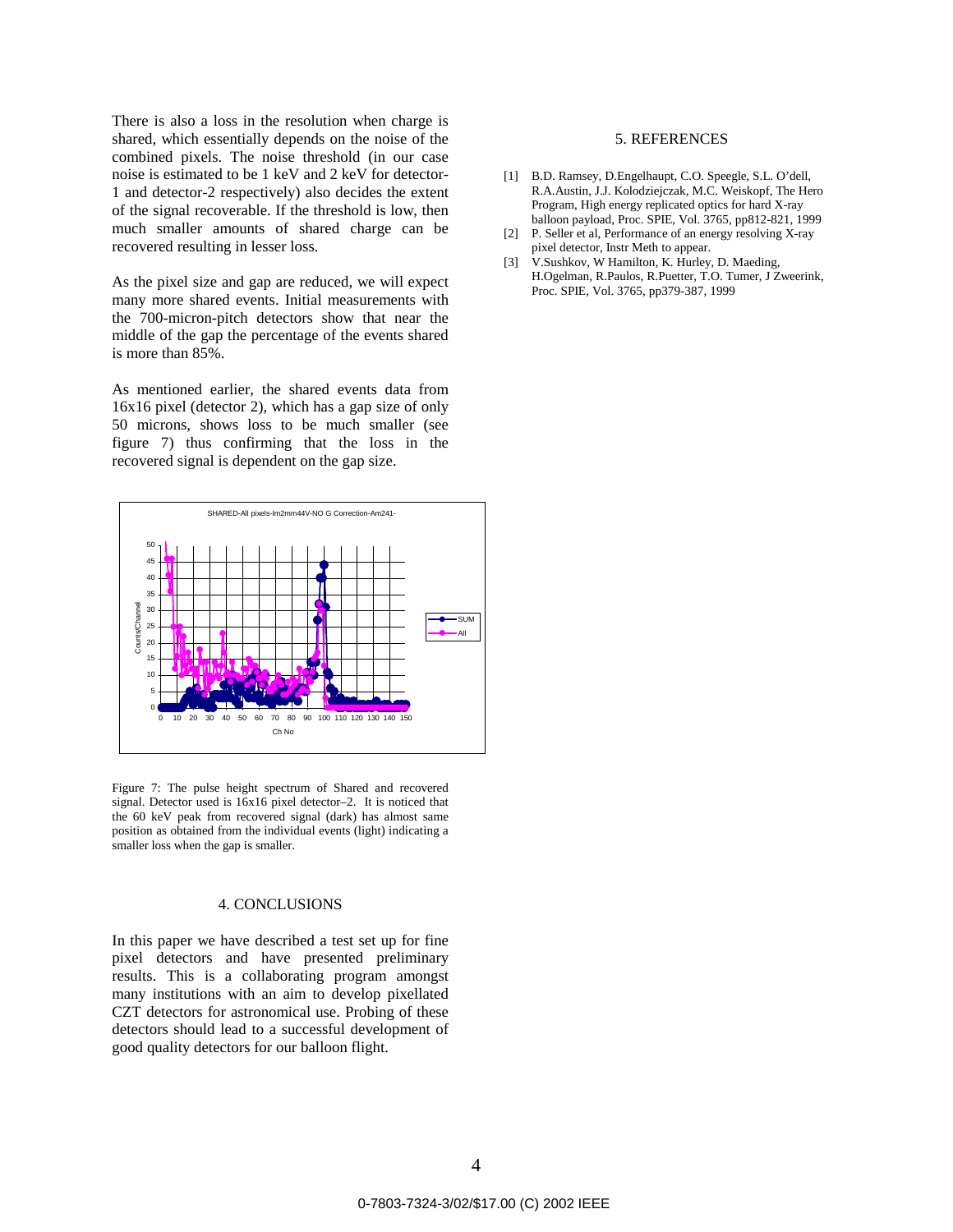There is also a loss in the resolution when charge is shared, which essentially depends on the noise of the combined pixels. The noise threshold (in our case noise is estimated to be 1 keV and 2 keV for detector-1 and detector-2 respectively) also decides the extent of the signal recoverable. If the threshold is low, then much smaller amounts of shared charge can be recovered resulting in lesser loss.

As the pixel size and gap are reduced, we will expect many more shared events. Initial measurements with the 700-micron-pitch detectors show that near the middle of the gap the percentage of the events shared is more than 85%.

As mentioned earlier, the shared events data from 16x16 pixel (detector 2), which has a gap size of only 50 microns, shows loss to be much smaller (see figure 7) thus confirming that the loss in the recovered signal is dependent on the gap size.

SHARED-All pixels-Im2mm44V-NO G Correction-Am241-

Counts/Channel

0
5
10
15
20
25
30
35
40
45
50

0 10 20 30 40 50 60 70 80 90 100 110 120 130 140 150

Ch No

SUM

All

Figure 7: The pulse height spectrum of Shared and recovered signal. Detector used is 16x16 pixel detector–2. It is noticed that the 60 keV peak from recovered signal (dark) has almost same position as obtained from the individual events (light) indicating a smaller loss when the gap is smaller.

## 4. CONCLUSIONS

In this paper we have described a test set up for fine pixel detectors and have presented preliminary results. This is a collaborating program amongst many institutions with an aim to develop pixellated CZT detectors for astronomical use. Probing of these detectors should lead to a successful development of good quality detectors for our balloon flight.

## 5. REFERENCES

[1] B.D. Ramsey, D.Engelhaupt, C.O. Speegle, S.L. O'dell, R.A.Austin, J.J. Kolodziejczak, M.C. Weiskopf, The Hero Program, High energy replicated optics for hard X-ray balloon payload, Proc. SPIE, Vol. 3765, pp812-821, 1999

[2] P. Seller et al, Performance of an energy resolving X-ray pixel detector, Instr Meth to appear.

[3] V.Sushkov, W Hamilton, K. Hurley, D. Maeding, H.Ogelman, R.Paulos, R.Puetter, T.O. Tumer, J Zweerink, Proc. SPIE, Vol. 3765, pp379-387, 1999

0-7803-7324-3/02/$17.00 (C) 2002 IEEE